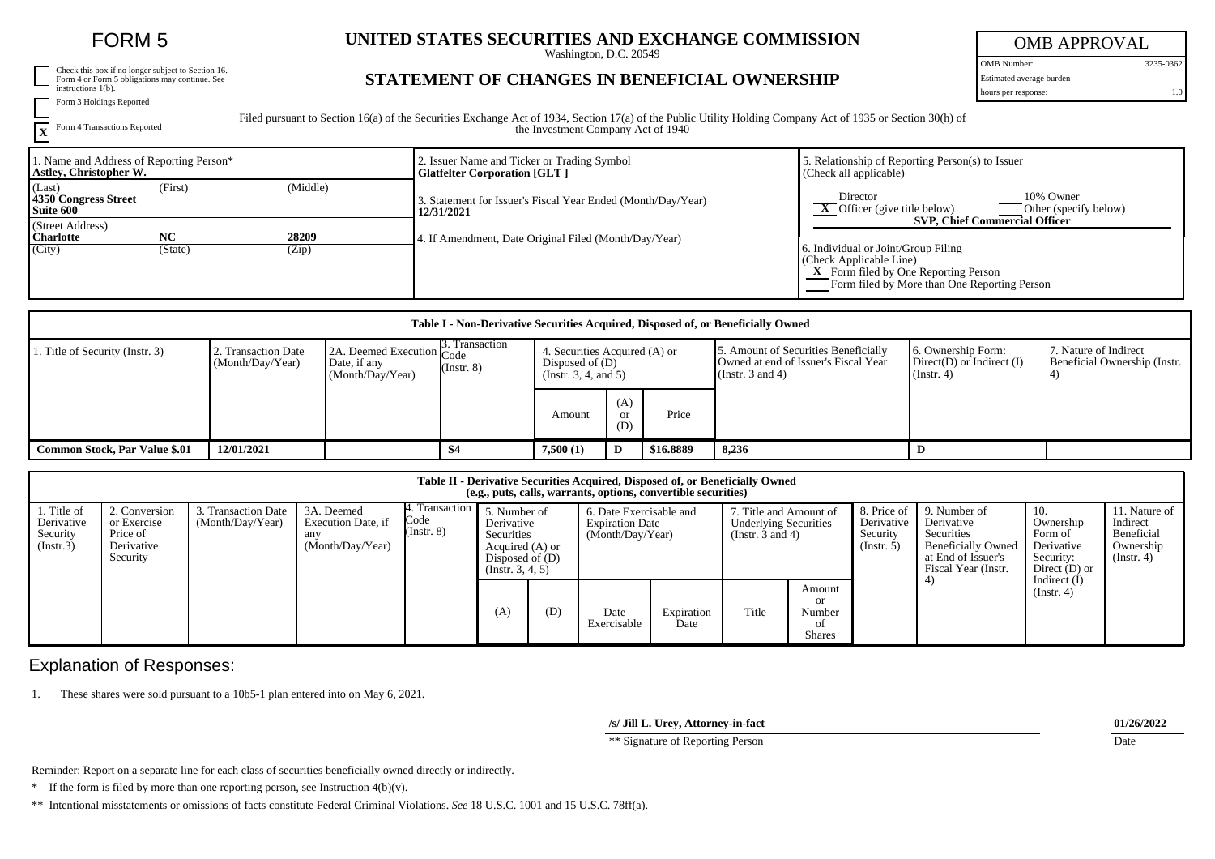# FORM 5

☐ Check this box if no longer subject to Section 16. Form 4 or Form 5 obligations may continue. See instructions 1(b).

☐ Form 3 Holdings Reported

☒ Form 4 Transactions Reported

## UNITED STATES SECURITIES AND EXCHANGE COMMISSION

Washington, D.C. 20549

## STATEMENT OF CHANGES IN BENEFICIAL OWNERSHIP

Filed pursuant to Section 16(a) of the Securities Exchange Act of 1934, Section 17(a) of the Public Utility Holding Company Act of 1935 or Section 30(h) of the Investment Company Act of 1940

| OMB APPROVAL | |
|---|---|
| OMB Number: | 3235-0362 |
| Estimated average burden hours per response: | 1.0 |

| 1. Name and Address of Reporting Person* | 2. Issuer Name and Ticker or Trading Symbol | 5. Relationship of Reporting Person(s) to Issuer (Check all applicable) |
|---|---|---|
| **Astley, Christopher W.** | **Glatfelter Corporation [GLT ]** | ___ Director ___ 10% Owner |
| (Last) (First) (Middle) **4350 Congress Street Suite 600** | 3. Statement for Issuer's Fiscal Year Ended (Month/Day/Year) **12/31/2021** | _X_ Officer (give title below) ___ Other (specify below) **SVP, Chief Commercial Officer** |
| (Street Address) **Charlotte NC 28209** | 4. If Amendment, Date Original Filed (Month/Day/Year) | 6. Individual or Joint/Group Filing (Check Applicable Line) _X_ Form filed by One Reporting Person ___ Form filed by More than One Reporting Person |
| (City) (State) (Zip) | | |

### Table I - Non-Derivative Securities Acquired, Disposed of, or Beneficially Owned

| 1. Title of Security (Instr. 3) | 2. Transaction Date (Month/Day/Year) | 2A. Deemed Execution Date, if any (Month/Day/Year) | 3. Transaction Code (Instr. 8) | 4. Securities Acquired (A) or Disposed of (D) (Instr. 3, 4, and 5) | | | 5. Amount of Securities Beneficially Owned at end of Issuer's Fiscal Year (Instr. 3 and 4) | 6. Ownership Form: Direct(D) or Indirect (I) (Instr. 4) | 7. Nature of Indirect Beneficial Ownership (Instr. 4) |
|---|---|---|---|---|---|---|---|---|---|
| | | | | Amount | (A) or (D) | Price | | | |
| **Common Stock, Par Value $.01** | **12/01/2021** | | **S4** | **7,500 (1)** | **D** | **$16.8889** | **8,236** | **D** | |

### Table II - Derivative Securities Acquired, Disposed of, or Beneficially Owned (e.g., puts, calls, warrants, options, convertible securities)

| 1. Title of Derivative Security (Instr.3) | 2. Conversion or Exercise Price of Derivative Security | 3. Transaction Date (Month/Day/Year) | 3A. Deemed Execution Date, if any (Month/Day/Year) | 4. Transaction Code (Instr. 8) | 5. Number of Derivative Securities Acquired (A) or Disposed of (D) (Instr. 3, 4, 5) | | 6. Date Exercisable and Expiration Date (Month/Day/Year) | | 7. Title and Amount of Underlying Securities (Instr. 3 and 4) | | 8. Price of Derivative Security (Instr. 5) | 9. Number of Derivative Securities Beneficially Owned at End of Issuer's Fiscal Year (Instr. 4) | 10. Ownership Form of Derivative Security: Direct (D) or Indirect (I) (Instr. 4) | 11. Nature of Indirect Beneficial Ownership (Instr. 4) |
|---|---|---|---|---|---|---|---|---|---|---|---|---|---|---|
| | | | | | (A) | (D) | Date Exercisable | Expiration Date | Title | Amount or Number of Shares | | | | |

## Explanation of Responses:

1. These shares were sold pursuant to a 10b5-1 plan entered into on May 6, 2021.

**/s/ Jill L. Urey, Attorney-in-fact** **01/26/2022**

** Signature of Reporting Person Date

Reminder: Report on a separate line for each class of securities beneficially owned directly or indirectly.

\* If the form is filed by more than one reporting person, see Instruction 4(b)(v).

** Intentional misstatements or omissions of facts constitute Federal Criminal Violations. *See* 18 U.S.C. 1001 and 15 U.S.C. 78ff(a).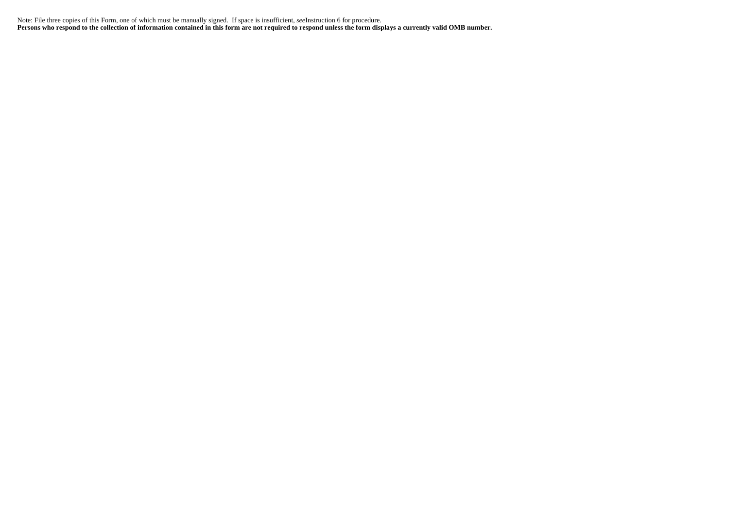Note: File three copies of this Form, one of which must be manually signed. If space is insufficient, *see*Instruction 6 for procedure.

**Persons who respond to the collection of information contained in this form are not required to respond unless the form displays a currently valid OMB number.**